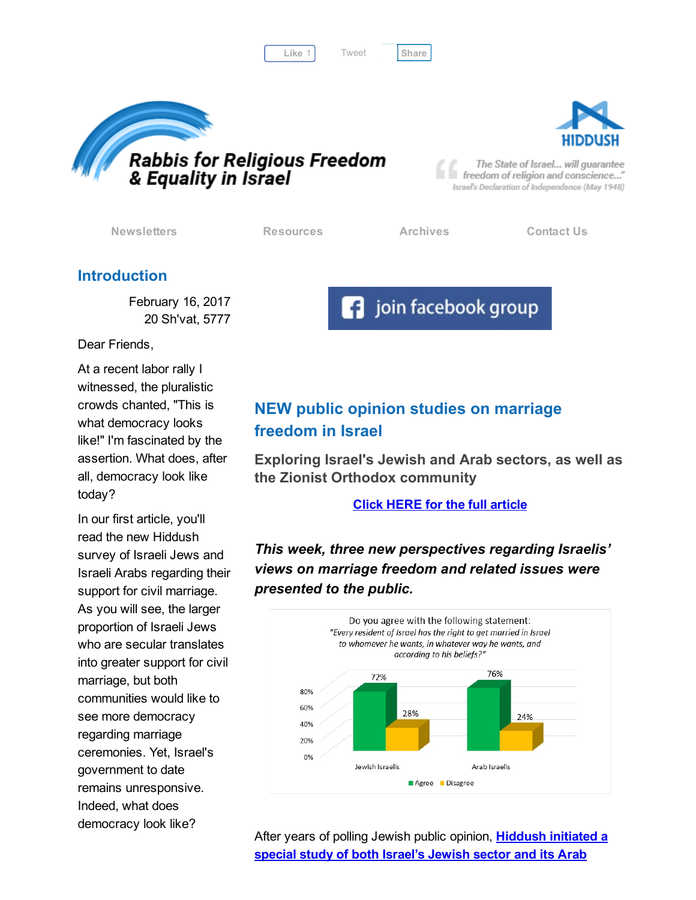Like 1 Tweet Share

# Rabbis for Religious Freedom & Equality in Israel

HIDDUSH

"The State of Israel... will guarantee freedom of religion and conscience..."
Israel's Declaration of Independence (May 1948)

Newsletters | Resources | Archives | Contact Us

## Introduction

February 16, 2017
20 Sh'vat, 5777

Dear Friends,

At a recent labor rally I witnessed, the pluralistic crowds chanted, "This is what democracy looks like!" I'm fascinated by the assertion. What does, after all, democracy look like today?

In our first article, you'll read the new Hiddush survey of Israeli Jews and Israeli Arabs regarding their support for civil marriage. As you will see, the larger proportion of Israeli Jews who are secular translates into greater support for civil marriage, but both communities would like to see more democracy regarding marriage ceremonies. Yet, Israel's government to date remains unresponsive. Indeed, what does democracy look like?

join facebook group

## NEW public opinion studies on marriage freedom in Israel

### Exploring Israel's Jewish and Arab sectors, as well as the Zionist Orthodox community

**Click HERE for the full article**

***This week, three new perspectives regarding Israelis' views on marriage freedom and related issues were presented to the public.***

Do you agree with the following statement:
*"Every resident of Israel has the right to get married in Israel to whomever he wants, in whatever way he wants, and according to his beliefs?"*

| | Agree | Disagree |
|---|---|---|
| Jewish Israelis | 72% | 28% |
| Arab Israelis | 76% | 24% |

After years of polling Jewish public opinion, **Hiddush initiated a special study of both Israel's Jewish sector and its Arab**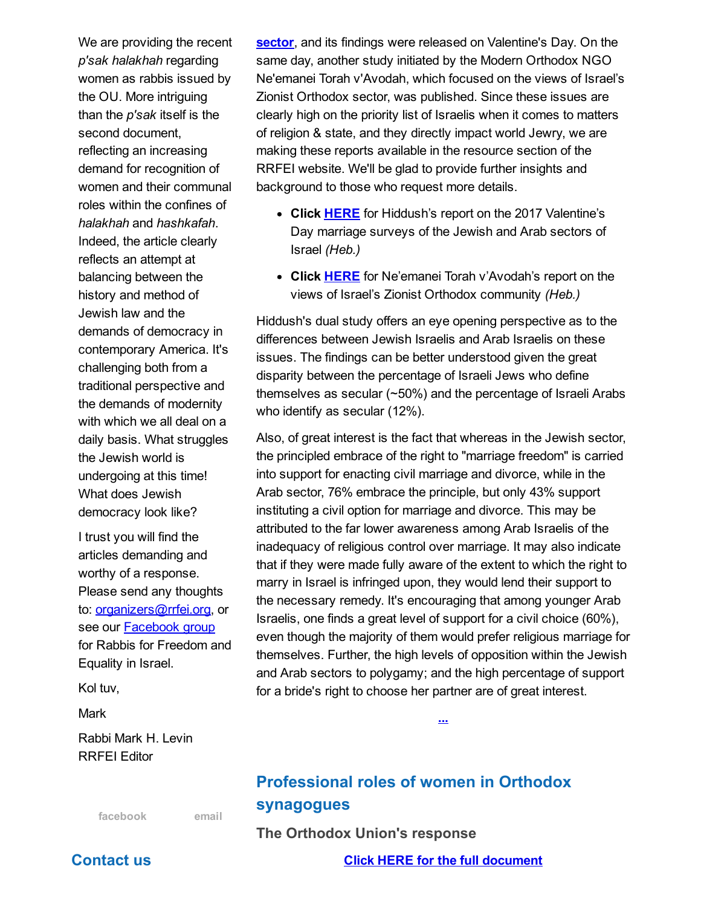We are providing the recent *p'sak halakhah* regarding women as rabbis issued by the OU. More intriguing than the *p'sak* itself is the second document, reflecting an increasing demand for recognition of women and their communal roles within the confines of *halakhah* and *hashkafah*. Indeed, the article clearly reflects an attempt at balancing between the history and method of Jewish law and the demands of democracy in contemporary America. It's challenging both from a traditional perspective and the demands of modernity with which we all deal on a daily basis. What struggles the Jewish world is undergoing at this time! What does Jewish democracy look like?

I trust you will find the articles demanding and worthy of a response. Please send any thoughts to: organizers@rrfei.org, or see our Facebook group for Rabbis for Freedom and Equality in Israel.

Kol tuv,

Mark

Rabbi Mark H. Levin
RRFEI Editor

facebook email

## Contact us

**sector**, and its findings were released on Valentine's Day. On the same day, another study initiated by the Modern Orthodox NGO Ne'emanei Torah v'Avodah, which focused on the views of Israel's Zionist Orthodox sector, was published. Since these issues are clearly high on the priority list of Israelis when it comes to matters of religion & state, and they directly impact world Jewry, we are making these reports available in the resource section of the RRFEI website. We'll be glad to provide further insights and background to those who request more details.

- **Click HERE** for Hiddush's report on the 2017 Valentine's Day marriage surveys of the Jewish and Arab sectors of Israel *(Heb.)*
- **Click HERE** for Ne'emanei Torah v'Avodah's report on the views of Israel's Zionist Orthodox community *(Heb.)*

Hiddush's dual study offers an eye opening perspective as to the differences between Jewish Israelis and Arab Israelis on these issues. The findings can be better understood given the great disparity between the percentage of Israeli Jews who define themselves as secular (~50%) and the percentage of Israeli Arabs who identify as secular (12%).

Also, of great interest is the fact that whereas in the Jewish sector, the principled embrace of the right to "marriage freedom" is carried into support for enacting civil marriage and divorce, while in the Arab sector, 76% embrace the principle, but only 43% support instituting a civil option for marriage and divorce. This may be attributed to the far lower awareness among Arab Israelis of the inadequacy of religious control over marriage. It may also indicate that if they were made fully aware of the extent to which the right to marry in Israel is infringed upon, they would lend their support to the necessary remedy. It's encouraging that among younger Arab Israelis, one finds a great level of support for a civil choice (60%), even though the majority of them would prefer religious marriage for themselves. Further, the high levels of opposition within the Jewish and Arab sectors to polygamy; and the high percentage of support for a bride's right to choose her partner are of great interest.

...

## Professional roles of women in Orthodox synagogues

### The Orthodox Union's response

**Click HERE for the full document**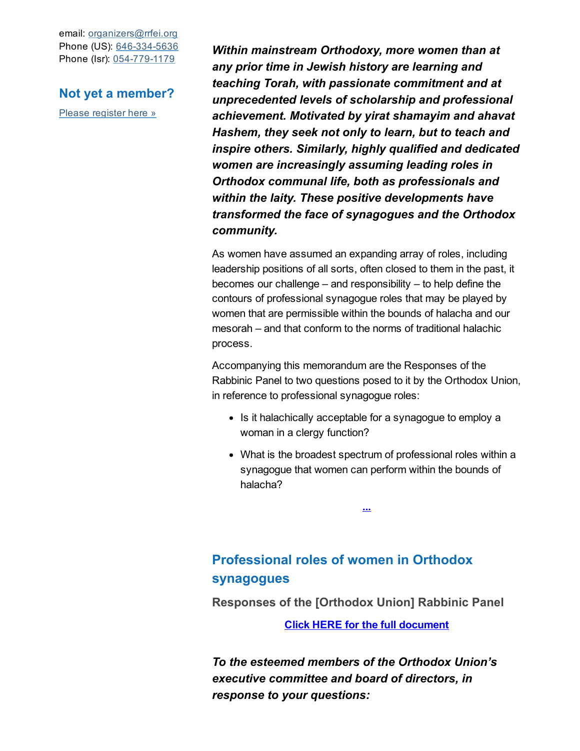email: organizers@rrfei.org
Phone (US): 646-334-5636
Phone (Isr): 054-779-1179

## Not yet a member?

Please register here »

***Within mainstream Orthodoxy, more women than at any prior time in Jewish history are learning and teaching Torah, with passionate commitment and at unprecedented levels of scholarship and professional achievement. Motivated by yirat shamayim and ahavat Hashem, they seek not only to learn, but to teach and inspire others. Similarly, highly qualified and dedicated women are increasingly assuming leading roles in Orthodox communal life, both as professionals and within the laity. These positive developments have transformed the face of synagogues and the Orthodox community.***

As women have assumed an expanding array of roles, including leadership positions of all sorts, often closed to them in the past, it becomes our challenge – and responsibility – to help define the contours of professional synagogue roles that may be played by women that are permissible within the bounds of halacha and our mesorah – and that conform to the norms of traditional halachic process.

Accompanying this memorandum are the Responses of the Rabbinic Panel to two questions posed to it by the Orthodox Union, in reference to professional synagogue roles:

- Is it halachically acceptable for a synagogue to employ a woman in a clergy function?
- What is the broadest spectrum of professional roles within a synagogue that women can perform within the bounds of halacha?

...

## Professional roles of women in Orthodox synagogues

### Responses of the [Orthodox Union] Rabbinic Panel

Click HERE for the full document

***To the esteemed members of the Orthodox Union's executive committee and board of directors, in response to your questions:***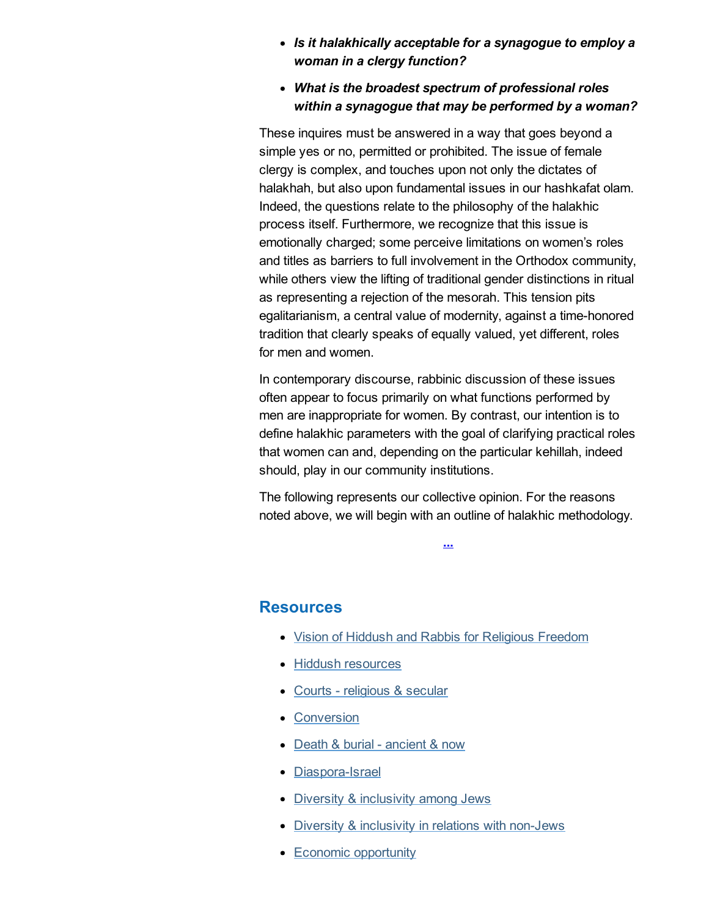- ***Is it halakhically acceptable for a synagogue to employ a woman in a clergy function?***
- ***What is the broadest spectrum of professional roles within a synagogue that may be performed by a woman?***

These inquires must be answered in a way that goes beyond a simple yes or no, permitted or prohibited. The issue of female clergy is complex, and touches upon not only the dictates of halakhah, but also upon fundamental issues in our hashkafat olam. Indeed, the questions relate to the philosophy of the halakhic process itself. Furthermore, we recognize that this issue is emotionally charged; some perceive limitations on women's roles and titles as barriers to full involvement in the Orthodox community, while others view the lifting of traditional gender distinctions in ritual as representing a rejection of the mesorah. This tension pits egalitarianism, a central value of modernity, against a time-honored tradition that clearly speaks of equally valued, yet different, roles for men and women.

In contemporary discourse, rabbinic discussion of these issues often appear to focus primarily on what functions performed by men are inappropriate for women. By contrast, our intention is to define halakhic parameters with the goal of clarifying practical roles that women can and, depending on the particular kehillah, indeed should, play in our community institutions.

The following represents our collective opinion. For the reasons noted above, we will begin with an outline of halakhic methodology.

...

## Resources

- Vision of Hiddush and Rabbis for Religious Freedom
- Hiddush resources
- Courts - religious & secular
- Conversion
- Death & burial - ancient & now
- Diaspora-Israel
- Diversity & inclusivity among Jews
- Diversity & inclusivity in relations with non-Jews
- Economic opportunity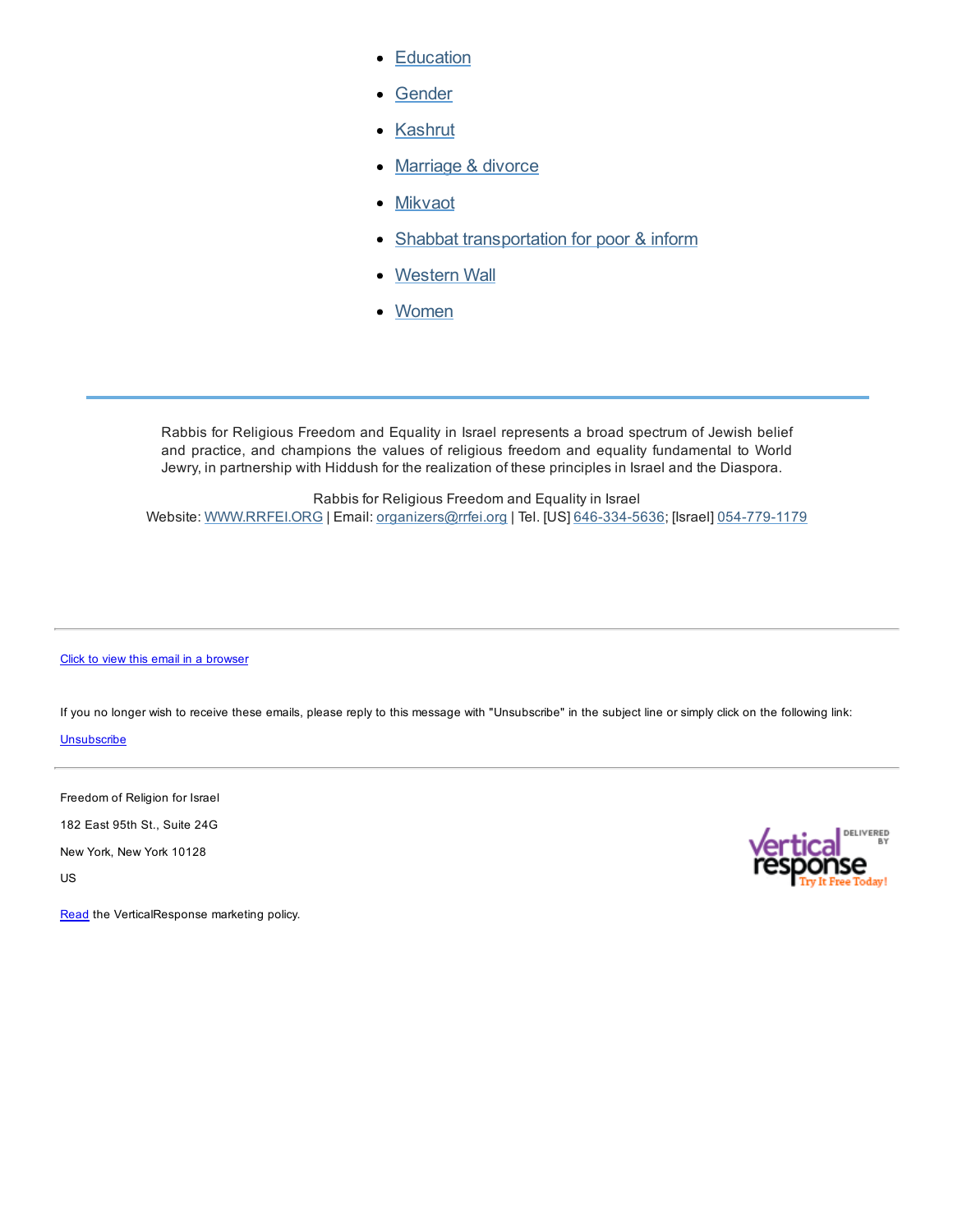- Education
- Gender
- Kashrut
- Marriage & divorce
- Mikvaot
- Shabbat transportation for poor & inform
- Western Wall
- Women

---

Rabbis for Religious Freedom and Equality in Israel represents a broad spectrum of Jewish belief and practice, and champions the values of religious freedom and equality fundamental to World Jewry, in partnership with Hiddush for the realization of these principles in Israel and the Diaspora.

Rabbis for Religious Freedom and Equality in Israel
Website: WWW.RRFEI.ORG | Email: organizers@rrfei.org | Tel. [US] 646-334-5636; [Israel] 054-779-1179

---

Click to view this email in a browser

If you no longer wish to receive these emails, please reply to this message with "Unsubscribe" in the subject line or simply click on the following link:

Unsubscribe

---

Freedom of Religion for Israel

182 East 95th St., Suite 24G

New York, New York 10128

US

Read the VerticalResponse marketing policy.